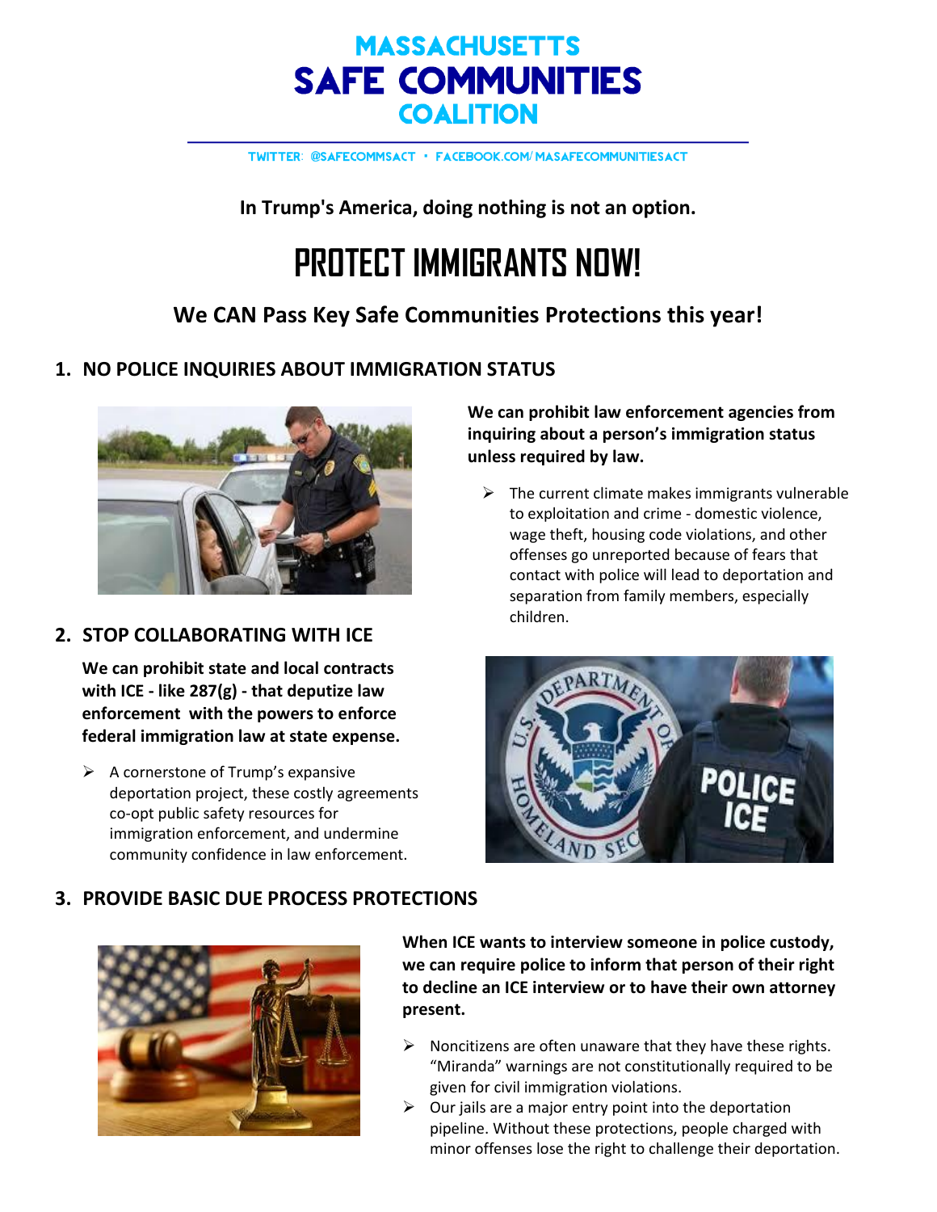# MASSACHUSETTS SAFE COMMUNITIES COALITION

TWITTER: @SAFECOMMSACT • FACEBOOK.COM/MASAFECOMMUNITIESACT

**In Trump's America, doing nothing is not an option.**

# PROTECT IMMIGRANTS NOW!

## We CAN Pass Key Safe Communities Protections this year!

### 1. NO POLICE INQUIRIES ABOUT IMMIGRATION STATUS

**We can prohibit law enforcement agencies from inquiring about a person's immigration status unless required by law.**

- The current climate makes immigrants vulnerable to exploitation and crime - domestic violence, wage theft, housing code violations, and other offenses go unreported because of fears that contact with police will lead to deportation and separation from family members, especially children.

### 2. STOP COLLABORATING WITH ICE

**We can prohibit state and local contracts with ICE - like 287(g) - that deputize law enforcement with the powers to enforce federal immigration law at state expense.**

- A cornerstone of Trump's expansive deportation project, these costly agreements co-opt public safety resources for immigration enforcement, and undermine community confidence in law enforcement.

### 3. PROVIDE BASIC DUE PROCESS PROTECTIONS

**When ICE wants to interview someone in police custody, we can require police to inform that person of their right to decline an ICE interview or to have their own attorney present.**

- Noncitizens are often unaware that they have these rights. "Miranda" warnings are not constitutionally required to be given for civil immigration violations.
- Our jails are a major entry point into the deportation pipeline. Without these protections, people charged with minor offenses lose the right to challenge their deportation.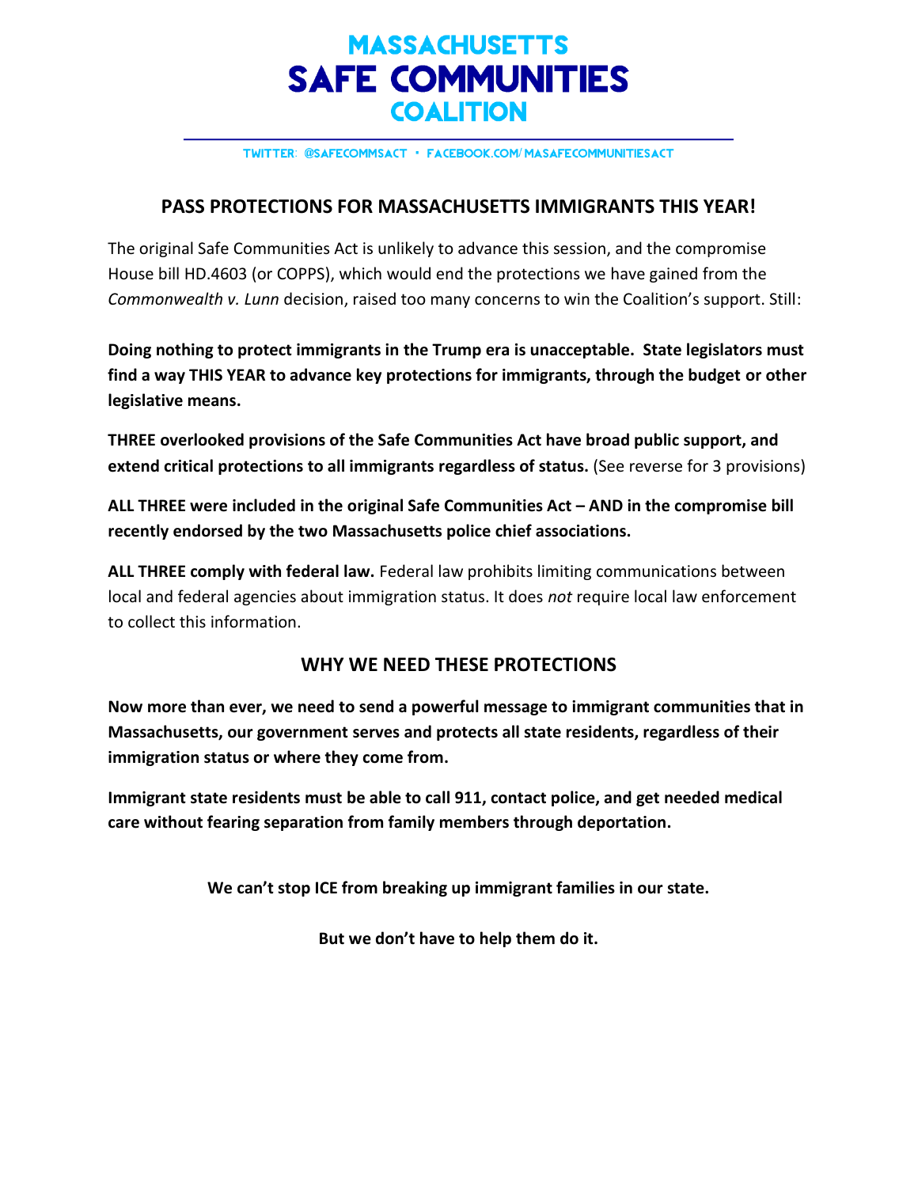# MASSACHUSETTS
# SAFE COMMUNITIES
# COALITION

TWITTER: @SAFECOMMSACT • FACEBOOK.COM/MASAFECOMMUNITIESACT

## PASS PROTECTIONS FOR MASSACHUSETTS IMMIGRANTS THIS YEAR!

The original Safe Communities Act is unlikely to advance this session, and the compromise House bill HD.4603 (or COPPS), which would end the protections we have gained from the *Commonwealth v. Lunn* decision, raised too many concerns to win the Coalition's support. Still:

**Doing nothing to protect immigrants in the Trump era is unacceptable. State legislators must find a way THIS YEAR to advance key protections for immigrants, through the budget or other legislative means.**

**THREE overlooked provisions of the Safe Communities Act have broad public support, and extend critical protections to all immigrants regardless of status.** (See reverse for 3 provisions)

**ALL THREE were included in the original Safe Communities Act – AND in the compromise bill recently endorsed by the two Massachusetts police chief associations.**

**ALL THREE comply with federal law.** Federal law prohibits limiting communications between local and federal agencies about immigration status. It does *not* require local law enforcement to collect this information.

## WHY WE NEED THESE PROTECTIONS

**Now more than ever, we need to send a powerful message to immigrant communities that in Massachusetts, our government serves and protects all state residents, regardless of their immigration status or where they come from.**

**Immigrant state residents must be able to call 911, contact police, and get needed medical care without fearing separation from family members through deportation.**

**We can't stop ICE from breaking up immigrant families in our state.**

**But we don't have to help them do it.**